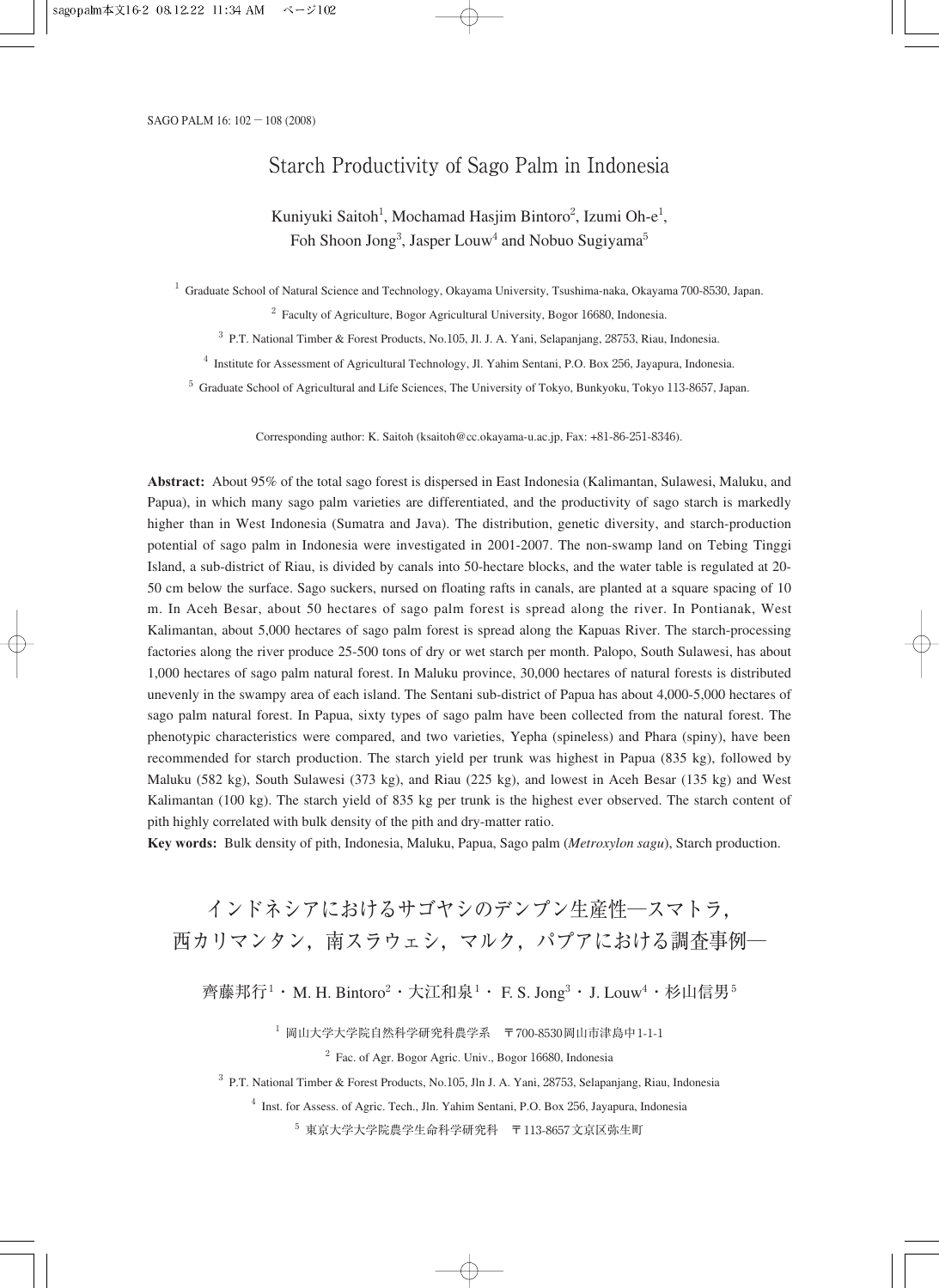# Starch Productivity of Sago Palm in Indonesia

Kuniyuki Saitoh[1], Mochamad Hasjim Bintoro[2], Izumi Oh-e[1], Foh Shoon Jong[3], Jasper Louw[4] and Nobuo Sugiyama[5]

[1] Graduate School of Natural Science and Technology, Okayama University, Tsushima-naka, Okayama 700-8530, Japan.

[2] Faculty of Agriculture, Bogor Agricultural University, Bogor 16680, Indonesia.

[3] P.T. National Timber & Forest Products, No.105, Jl. J. A. Yani, Selapanjang, 28753, Riau, Indonesia.

[4] Institute for Assessment of Agricultural Technology, Jl. Yahim Sentani, P.O. Box 256, Jayapura, Indonesia.

[5] Graduate School of Agricultural and Life Sciences, The University of Tokyo, Bunkyoku, Tokyo 113-8657, Japan.

Corresponding author: K. Saitoh (ksaitoh@cc.okayama-u.ac.jp, Fax: +81-86-251-8346).

**Abstract:** About 95% of the total sago forest is dispersed in East Indonesia (Kalimantan, Sulawesi, Maluku, and Papua), in which many sago palm varieties are differentiated, and the productivity of sago starch is markedly higher than in West Indonesia (Sumatra and Java). The distribution, genetic diversity, and starch-production potential of sago palm in Indonesia were investigated in 2001-2007. The non-swamp land on Tebing Tinggi Island, a sub-district of Riau, is divided by canals into 50-hectare blocks, and the water table is regulated at 20-50 cm below the surface. Sago suckers, nursed on floating rafts in canals, are planted at a square spacing of 10 m. In Aceh Besar, about 50 hectares of sago palm forest is spread along the river. In Pontianak, West Kalimantan, about 5,000 hectares of sago palm forest is spread along the Kapuas River. The starch-processing factories along the river produce 25-500 tons of dry or wet starch per month. Palopo, South Sulawesi, has about 1,000 hectares of sago palm natural forest. In Maluku province, 30,000 hectares of natural forests is distributed unevenly in the swampy area of each island. The Sentani sub-district of Papua has about 4,000-5,000 hectares of sago palm natural forest. In Papua, sixty types of sago palm have been collected from the natural forest. The phenotypic characteristics were compared, and two varieties, Yepha (spineless) and Phara (spiny), have been recommended for starch production. The starch yield per trunk was highest in Papua (835 kg), followed by Maluku (582 kg), South Sulawesi (373 kg), and Riau (225 kg), and lowest in Aceh Besar (135 kg) and West Kalimantan (100 kg). The starch yield of 835 kg per trunk is the highest ever observed. The starch content of pith highly correlated with bulk density of the pith and dry-matter ratio.

**Key words:** Bulk density of pith, Indonesia, Maluku, Papua, Sago palm (*Metroxylon sagu*), Starch production.

# インドネシアにおけるサゴヤシのデンプン生産性―スマトラ，西カリマンタン，南スラウェシ，マルク，パプアにおける調査事例―

齊藤邦行[1]・M. H. Bintoro[2]・大江和泉[1]・ F. S. Jong[3]・J. Louw[4]・杉山信男[5]

[1] 岡山大学大学院自然科学研究科農学系　〒700-8530岡山市津島中1-1-1

[2] Fac. of Agr. Bogor Agric. Univ., Bogor 16680, Indonesia

[3] P.T. National Timber & Forest Products, No.105, Jln J. A. Yani, 28753, Selapanjang, Riau, Indonesia

[4] Inst. for Assess. of Agric. Tech., Jln. Yahim Sentani, P.O. Box 256, Jayapura, Indonesia

[5] 東京大学大学院農学生命科学研究科　〒113-8657文京区弥生町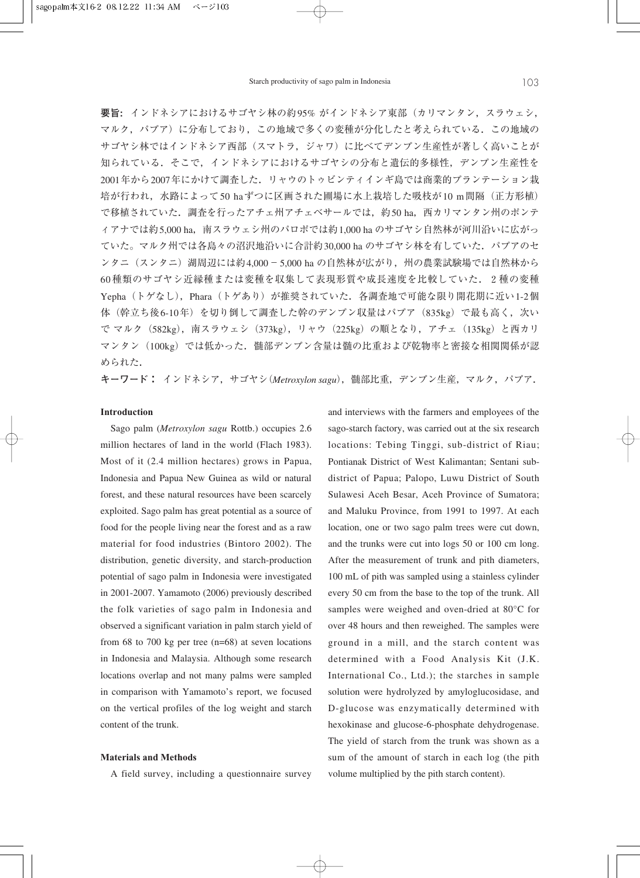**要旨：** インドネシアにおけるサゴヤシ林の約95% がインドネシア東部（カリマンタン，スラウェシ，マルク，パプア）に分布しており，この地域で多くの変種が分化したと考えられている．この地域のサゴヤシ林ではインドネシア西部（スマトラ，ジャワ）に比べてデンプン生産性が著しく高いことが知られている．そこで，インドネシアにおけるサゴヤシの分布と遺伝的多様性，デンプン生産性を2001年から2007年にかけて調査した．リャウのトゥビンティインギ島では商業的プランテーション栽培が行われ，水路によって50 haずつに区画された圃場に水上栽培した吸枝が10 m間隔（正方形植）で移植されていた．調査を行ったアチェ州アチェベサールでは，約50 ha，西カリマンタン州のポンティアナでは約5,000 ha，南スラウェシ州のパロポでは約1,000 haのサゴヤシ自然林が河川沿いに広がっていた。マルク州では各島々の沼沢地沿いに合計約30,000 haのサゴヤシ林を有していた．パプアのセンタニ（スンタニ）湖周辺には約4,000－5,000 haの自然林が広がり，州の農業試験場では自然林から60種類のサゴヤシ近縁種または変種を収集して表現形質や成長速度を比較していた．2種の変種Yepha（トゲなし），Phara（トゲあり）が推奨されていた．各調査地で可能な限り開花期に近い1-2個体（幹立ち後6-10年）を切り倒して調査した幹のデンプン収量はパプア（835kg）で最も高く，次いで マルク（582kg），南スラウェシ（373kg），リャウ（225kg）の順となり，アチェ（135kg）と西カリマンタン（100kg）では低かった．髄部デンプン含量は髄の比重および乾物率と密接な相関関係が認められた．

**キーワード：** インドネシア，サゴヤシ（*Metroxylon sagu*），髄部比重，デンプン生産，マルク，パプア．

## Introduction

Sago palm (*Metroxylon sagu* Rottb.) occupies 2.6 million hectares of land in the world (Flach 1983). Most of it (2.4 million hectares) grows in Papua, Indonesia and Papua New Guinea as wild or natural forest, and these natural resources have been scarcely exploited. Sago palm has great potential as a source of food for the people living near the forest and as a raw material for food industries (Bintoro 2002). The distribution, genetic diversity, and starch-production potential of sago palm in Indonesia were investigated in 2001-2007. Yamamoto (2006) previously described the folk varieties of sago palm in Indonesia and observed a significant variation in palm starch yield of from 68 to 700 kg per tree (n=68) at seven locations in Indonesia and Malaysia. Although some research locations overlap and not many palms were sampled in comparison with Yamamoto's report, we focused on the vertical profiles of the log weight and starch content of the trunk.

## Materials and Methods

A field survey, including a questionnaire survey and interviews with the farmers and employees of the sago-starch factory, was carried out at the six research locations: Tebing Tinggi, sub-district of Riau; Pontianak District of West Kalimantan; Sentani sub-district of Papua; Palopo, Luwu District of South Sulawesi Aceh Besar, Aceh Province of Sumatora; and Maluku Province, from 1991 to 1997. At each location, one or two sago palm trees were cut down, and the trunks were cut into logs 50 or 100 cm long. After the measurement of trunk and pith diameters, 100 mL of pith was sampled using a stainless cylinder every 50 cm from the base to the top of the trunk. All samples were weighed and oven-dried at 80°C for over 48 hours and then reweighed. The samples were ground in a mill, and the starch content was determined with a Food Analysis Kit (J.K. International Co., Ltd.); the starches in sample solution were hydrolyzed by amyloglucosidase, and D-glucose was enzymatically determined with hexokinase and glucose-6-phosphate dehydrogenase. The yield of starch from the trunk was shown as a sum of the amount of starch in each log (the pith volume multiplied by the pith starch content).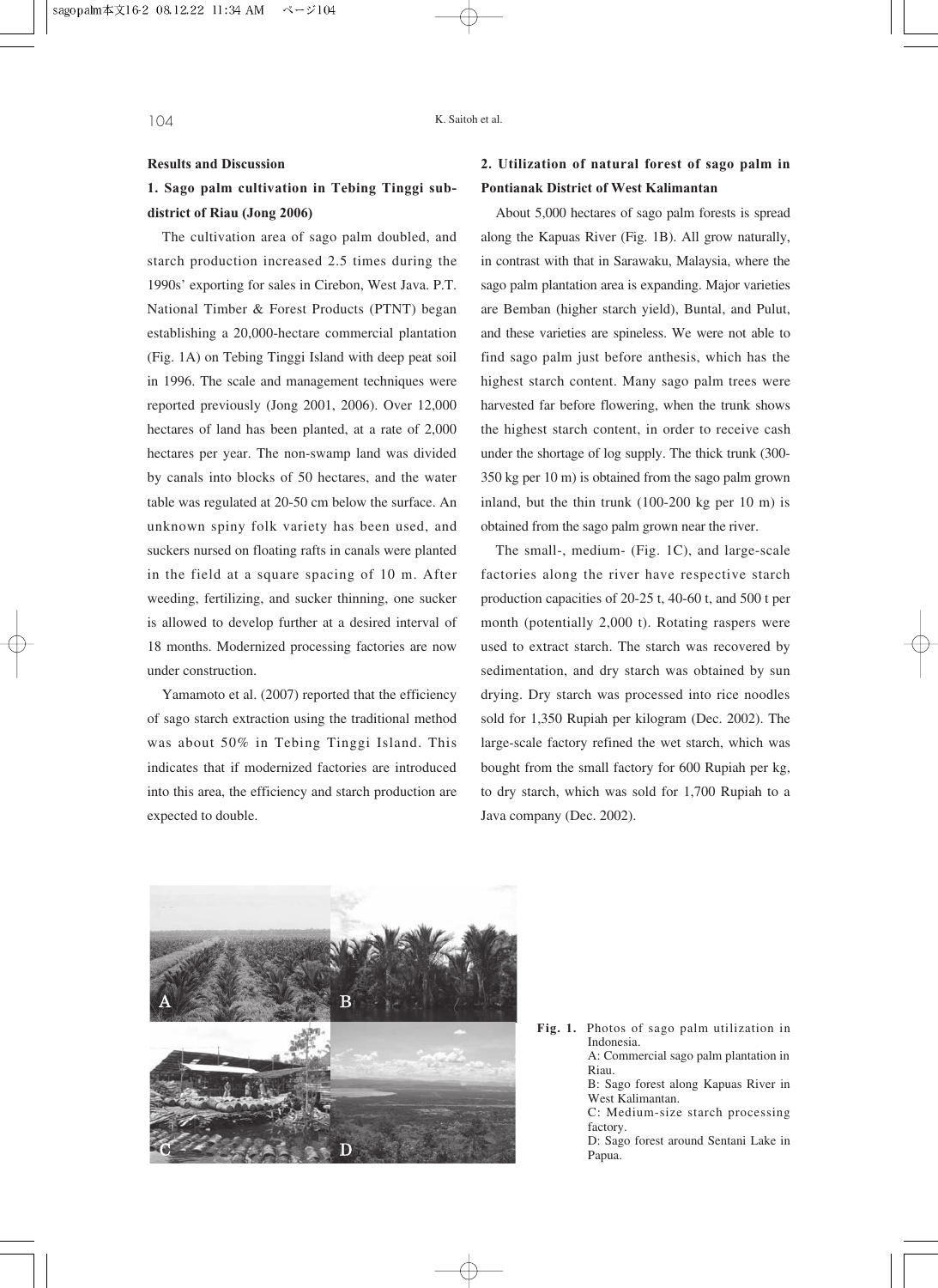## Results and Discussion

### 1. Sago palm cultivation in Tebing Tinggi sub-district of Riau (Jong 2006)

The cultivation area of sago palm doubled, and starch production increased 2.5 times during the 1990s' exporting for sales in Cirebon, West Java. P.T. National Timber & Forest Products (PTNT) began establishing a 20,000-hectare commercial plantation (Fig. 1A) on Tebing Tinggi Island with deep peat soil in 1996. The scale and management techniques were reported previously (Jong 2001, 2006). Over 12,000 hectares of land has been planted, at a rate of 2,000 hectares per year. The non-swamp land was divided by canals into blocks of 50 hectares, and the water table was regulated at 20-50 cm below the surface. An unknown spiny folk variety has been used, and suckers nursed on floating rafts in canals were planted in the field at a square spacing of 10 m. After weeding, fertilizing, and sucker thinning, one sucker is allowed to develop further at a desired interval of 18 months. Modernized processing factories are now under construction.

Yamamoto et al. (2007) reported that the efficiency of sago starch extraction using the traditional method was about 50% in Tebing Tinggi Island. This indicates that if modernized factories are introduced into this area, the efficiency and starch production are expected to double.

### 2. Utilization of natural forest of sago palm in Pontianak District of West Kalimantan

About 5,000 hectares of sago palm forests is spread along the Kapuas River (Fig. 1B). All grow naturally, in contrast with that in Sarawaku, Malaysia, where the sago palm plantation area is expanding. Major varieties are Bemban (higher starch yield), Buntal, and Pulut, and these varieties are spineless. We were not able to find sago palm just before anthesis, which has the highest starch content. Many sago palm trees were harvested far before flowering, when the trunk shows the highest starch content, in order to receive cash under the shortage of log supply. The thick trunk (300-350 kg per 10 m) is obtained from the sago palm grown inland, but the thin trunk (100-200 kg per 10 m) is obtained from the sago palm grown near the river.

The small-, medium- (Fig. 1C), and large-scale factories along the river have respective starch production capacities of 20-25 t, 40-60 t, and 500 t per month (potentially 2,000 t). Rotating raspers were used to extract starch. The starch was recovered by sedimentation, and dry starch was obtained by sun drying. Dry starch was processed into rice noodles sold for 1,350 Rupiah per kilogram (Dec. 2002). The large-scale factory refined the wet starch, which was bought from the small factory for 600 Rupiah per kg, to dry starch, which was sold for 1,700 Rupiah to a Java company (Dec. 2002).

**Fig. 1.** Photos of sago palm utilization in Indonesia.
A: Commercial sago palm plantation in Riau.
B: Sago forest along Kapuas River in West Kalimantan.
C: Medium-size starch processing factory.
D: Sago forest around Sentani Lake in Papua.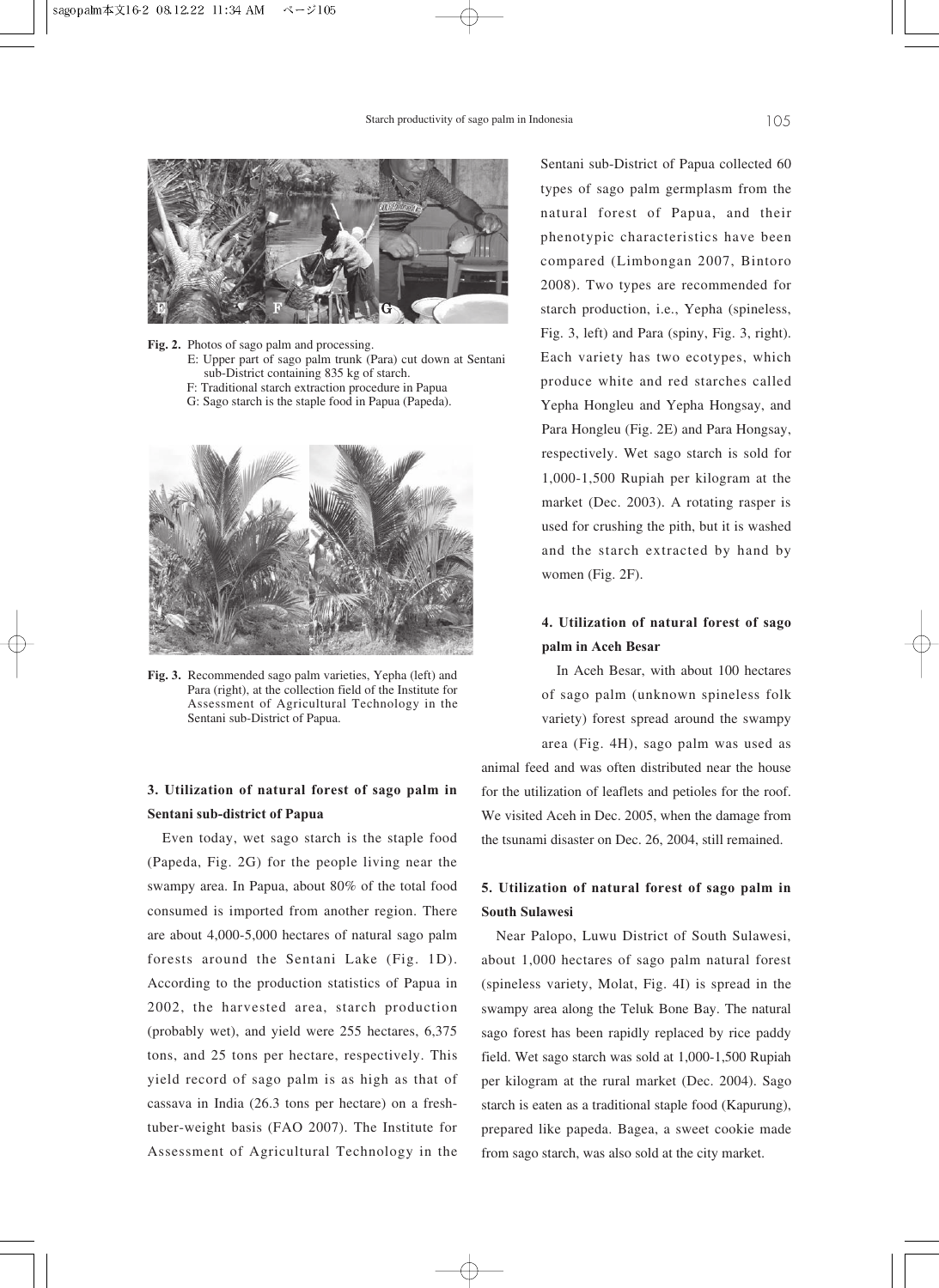**Fig. 2.** Photos of sago palm and processing.
E: Upper part of sago palm trunk (Para) cut down at Sentani sub-District containing 835 kg of starch.
F: Traditional starch extraction procedure in Papua
G: Sago starch is the staple food in Papua (Papeda).

**Fig. 3.** Recommended sago palm varieties, Yepha (left) and Para (right), at the collection field of the Institute for Assessment of Agricultural Technology in the Sentani sub-District of Papua.

## 3. Utilization of natural forest of sago palm in Sentani sub-district of Papua

Even today, wet sago starch is the staple food (Papeda, Fig. 2G) for the people living near the swampy area. In Papua, about 80% of the total food consumed is imported from another region. There are about 4,000-5,000 hectares of natural sago palm forests around the Sentani Lake (Fig. 1D). According to the production statistics of Papua in 2002, the harvested area, starch production (probably wet), and yield were 255 hectares, 6,375 tons, and 25 tons per hectare, respectively. This yield record of sago palm is as high as that of cassava in India (26.3 tons per hectare) on a fresh-tuber-weight basis (FAO 2007). The Institute for Assessment of Agricultural Technology in the Sentani sub-District of Papua collected 60 types of sago palm germplasm from the natural forest of Papua, and their phenotypic characteristics have been compared (Limbongan 2007, Bintoro 2008). Two types are recommended for starch production, i.e., Yepha (spineless, Fig. 3, left) and Para (spiny, Fig. 3, right). Each variety has two ecotypes, which produce white and red starches called Yepha Hongleu and Yepha Hongsay, and Para Hongleu (Fig. 2E) and Para Hongsay, respectively. Wet sago starch is sold for 1,000-1,500 Rupiah per kilogram at the market (Dec. 2003). A rotating rasper is used for crushing the pith, but it is washed and the starch extracted by hand by women (Fig. 2F).

## 4. Utilization of natural forest of sago palm in Aceh Besar

In Aceh Besar, with about 100 hectares of sago palm (unknown spineless folk variety) forest spread around the swampy area (Fig. 4H), sago palm was used as animal feed and was often distributed near the house for the utilization of leaflets and petioles for the roof. We visited Aceh in Dec. 2005, when the damage from the tsunami disaster on Dec. 26, 2004, still remained.

## 5. Utilization of natural forest of sago palm in South Sulawesi

Near Palopo, Luwu District of South Sulawesi, about 1,000 hectares of sago palm natural forest (spineless variety, Molat, Fig. 4I) is spread in the swampy area along the Teluk Bone Bay. The natural sago forest has been rapidly replaced by rice paddy field. Wet sago starch was sold at 1,000-1,500 Rupiah per kilogram at the rural market (Dec. 2004). Sago starch is eaten as a traditional staple food (Kapurung), prepared like papeda. Bagea, a sweet cookie made from sago starch, was also sold at the city market.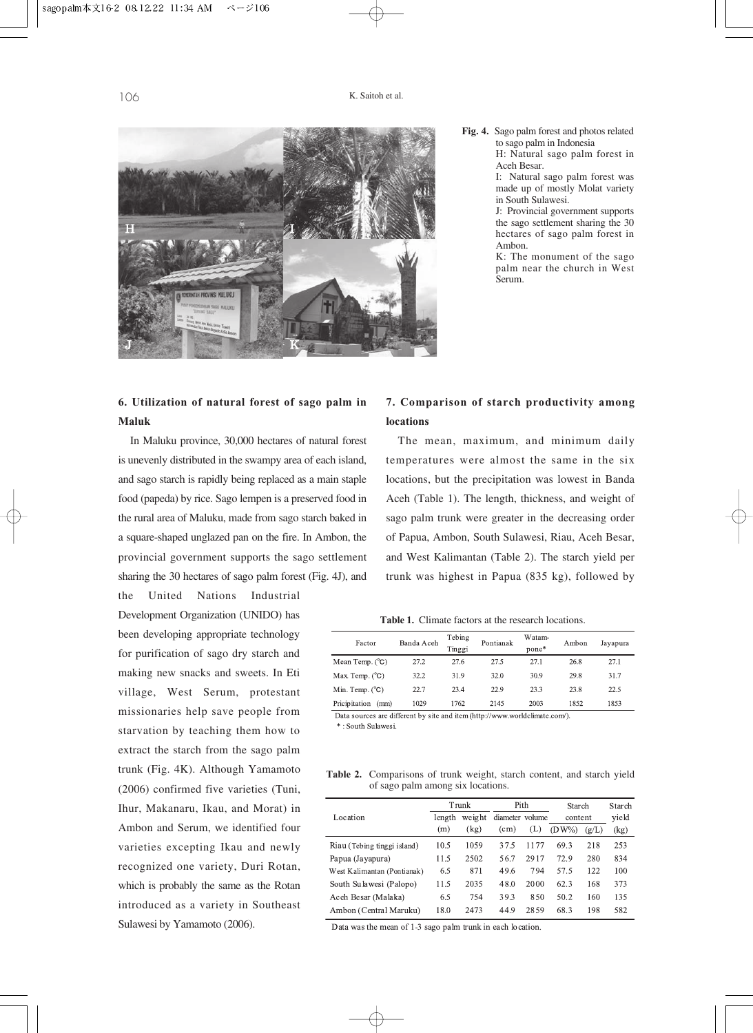**Fig. 4.** Sago palm forest and photos related to sago palm in Indonesia
H: Natural sago palm forest in Aceh Besar.
I: Natural sago palm forest was made up of mostly Molat variety in South Sulawesi.
J: Provincial government supports the sago settlement sharing the 30 hectares of sago palm forest in Ambon.
K: The monument of the sago palm near the church in West Serum.

## 6. Utilization of natural forest of sago palm in Maluk

In Maluku province, 30,000 hectares of natural forest is unevenly distributed in the swampy area of each island, and sago starch is rapidly being replaced as a main staple food (papeda) by rice. Sago lempen is a preserved food in the rural area of Maluku, made from sago starch baked in a square-shaped unglazed pan on the fire. In Ambon, the provincial government supports the sago settlement sharing the 30 hectares of sago palm forest (Fig. 4J), and the United Nations Industrial Development Organization (UNIDO) has been developing appropriate technology for purification of sago dry starch and making new snacks and sweets. In Eti village, West Serum, protestant missionaries help save people from starvation by teaching them how to extract the starch from the sago palm trunk (Fig. 4K). Although Yamamoto (2006) confirmed five varieties (Tuni, Ihur, Makanaru, Ikau, and Morat) in Ambon and Serum, we identified four varieties excepting Ikau and newly recognized one variety, Duri Rotan, which is probably the same as the Rotan introduced as a variety in Southeast Sulawesi by Yamamoto (2006).

## 7. Comparison of starch productivity among locations

The mean, maximum, and minimum daily temperatures were almost the same in the six locations, but the precipitation was lowest in Banda Aceh (Table 1). The length, thickness, and weight of sago palm trunk were greater in the decreasing order of Papua, Ambon, South Sulawesi, Riau, Aceh Besar, and West Kalimantan (Table 2). The starch yield per trunk was highest in Papua (835 kg), followed by

**Table 1.** Climate factors at the research locations.

| Factor | Banda Aceh | Tebing Tinggi | Pontianak | Watam-pone* | Ambon | Jayapura |
|---|---|---|---|---|---|---|
| Mean Temp. (℃) | 27.2 | 27.6 | 27.5 | 27.1 | 26.8 | 27.1 |
| Max Temp. (℃) | 32.2 | 31.9 | 32.0 | 30.9 | 29.8 | 31.7 |
| Min. Temp. (℃) | 22.7 | 23.4 | 22.9 | 23.3 | 23.8 | 22.5 |
| Pricipitation (mm) | 1029 | 1762 | 2145 | 2003 | 1852 | 1853 |

Data sources are different by site and item (http://www.worldclimate.com/).
* : South Sulawesi.

**Table 2.** Comparisons of trunk weight, starch content, and starch yield of sago palm among six locations.

| Location | Trunk | | Pith | | Starch content | | Starch yield |
|---|---|---|---|---|---|---|---|
| | length (m) | weight (kg) | diameter (cm) | volume (L) | (DW%) | (g/L) | (kg) |
| Riau (Tebing tinggi island) | 10.5 | 1059 | 37.5 | 1177 | 69.3 | 218 | 253 |
| Papua (Jayapura) | 11.5 | 2502 | 56.7 | 2917 | 72.9 | 280 | 834 |
| West Kalimantan (Pontianak) | 6.5 | 871 | 49.6 | 794 | 57.5 | 122 | 100 |
| South Sulawesi (Palopo) | 11.5 | 2035 | 48.0 | 2000 | 62.3 | 168 | 373 |
| Aceh Besar (Malaka) | 6.5 | 754 | 39.3 | 850 | 50.2 | 160 | 135 |
| Ambon (Central Maruku) | 18.0 | 2473 | 44.9 | 2859 | 68.3 | 198 | 582 |

Data was the mean of 1-3 sago palm trunk in each location.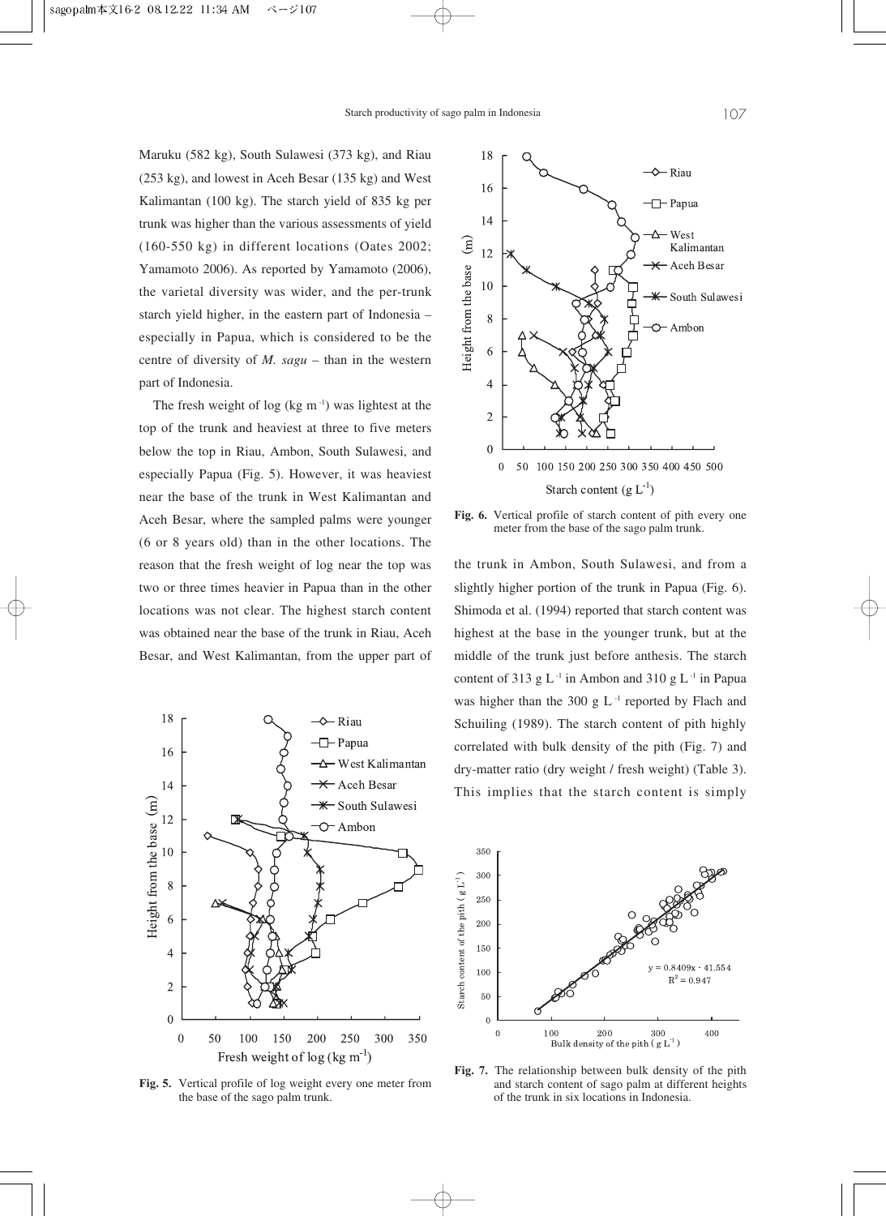Maruku (582 kg), South Sulawesi (373 kg), and Riau (253 kg), and lowest in Aceh Besar (135 kg) and West Kalimantan (100 kg). The starch yield of 835 kg per trunk was higher than the various assessments of yield (160-550 kg) in different locations (Oates 2002; Yamamoto 2006). As reported by Yamamoto (2006), the varietal diversity was wider, and the per-trunk starch yield higher, in the eastern part of Indonesia – especially in Papua, which is considered to be the centre of diversity of *M. sagu* – than in the western part of Indonesia.

The fresh weight of log (kg $m^{-1}$) was lightest at the top of the trunk and heaviest at three to five meters below the top in Riau, Ambon, South Sulawesi, and especially Papua (Fig. 5). However, it was heaviest near the base of the trunk in West Kalimantan and Aceh Besar, where the sampled palms were younger (6 or 8 years old) than in the other locations. The reason that the fresh weight of log near the top was two or three times heavier in Papua than in the other locations was not clear. The highest starch content was obtained near the base of the trunk in Riau, Aceh Besar, and West Kalimantan, from the upper part of the trunk in Ambon, South Sulawesi, and from a slightly higher portion of the trunk in Papua (Fig. 6). Shimoda et al. (1994) reported that starch content was highest at the base in the younger trunk, but at the middle of the trunk just before anthesis. The starch content of 313 g $L^{-1}$ in Ambon and 310 g $L^{-1}$ in Papua was higher than the 300 g $L^{-1}$ reported by Flach and Schuiling (1989). The starch content of pith highly correlated with bulk density of the pith (Fig. 7) and dry-matter ratio (dry weight / fresh weight) (Table 3). This implies that the starch content is simply

**Fig. 5.** Vertical profile of log weight every one meter from the base of the sago palm trunk.

**Fig. 6.** Vertical profile of starch content of pith every one meter from the base of the sago palm trunk.

**Fig. 7.** The relationship between bulk density of the pith and starch content of sago palm at different heights of the trunk in six locations in Indonesia.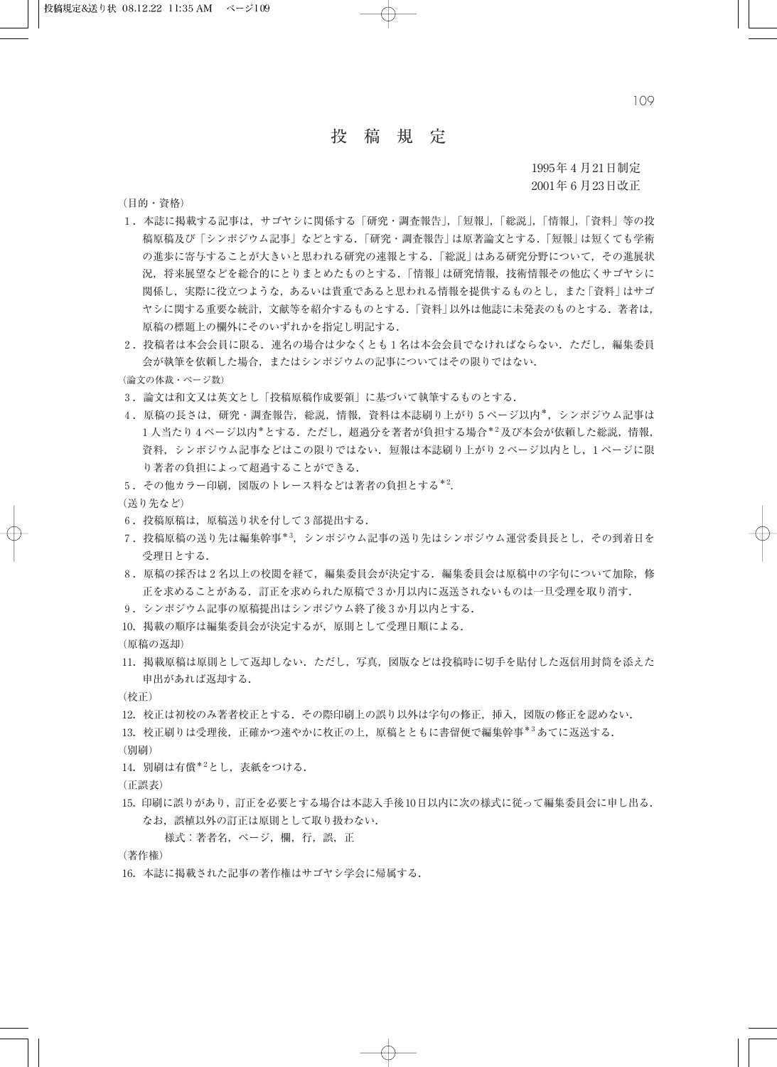# 投 稿 規 定

1995年4月21日制定
2001年6月23日改正

（目的・資格）

1．本誌に掲載する記事は，サゴヤシに関係する「研究・調査報告」，「短報」，「総説」，「情報」，「資料」等の投稿原稿及び「シンポジウム記事」などとする．「研究・調査報告」は原著論文とする．「短報」は短くても学術の進歩に寄与することが大きいと思われる研究の速報とする．「総説」はある研究分野について，その進展状況，将来展望などを総合的にとりまとめたものとする．「情報」は研究情報，技術情報その他広くサゴヤシに関係し，実際に役立つような，あるいは貴重であると思われる情報を提供するものとし，また「資料」はサゴヤシに関する重要な統計，文献等を紹介するものとする．「資料」以外は他誌に未発表のものとする．著者は，原稿の標題上の欄外にそのいずれかを指定し明記する．

2．投稿者は本会会員に限る．連名の場合は少なくとも1名は本会会員でなければならない．ただし，編集委員会が執筆を依頼した場合，またはシンポジウムの記事についてはその限りではない．

（論文の体裁・ページ数）

3．論文は和文又は英文とし「投稿原稿作成要領」に基づいて執筆するものとする．

4．原稿の長さは，研究・調査報告，総説，情報，資料は本誌刷り上がり5ページ以内*，シンポジウム記事は1人当たり4ページ以内*とする．ただし，超過分を著者が負担する場合*2及び本会が依頼した総説，情報，資料，シンポジウム記事などはこの限りではない．短報は本誌刷り上がり2ページ以内とし，1ページに限り著者の負担によって超過することができる．

5．その他カラー印刷，図版のトレース料などは著者の負担とする*2．

（送り先など）

6．投稿原稿は，原稿送り状を付して3部提出する．

7．投稿原稿の送り先は編集幹事*3，シンポジウム記事の送り先はシンポジウム運営委員長とし，その到着日を受理日とする．

8．原稿の採否は2名以上の校閲を経て，編集委員会が決定する．編集委員会は原稿中の字句について加除，修正を求めることがある．訂正を求められた原稿で3か月以内に返送されないものは一旦受理を取り消す．

9．シンポジウム記事の原稿提出はシンポジウム終了後3か月以内とする．

10．掲載の順序は編集委員会が決定するが，原則として受理日順による．

（原稿の返却）

11．掲載原稿は原則として返却しない．ただし，写真，図版などは投稿時に切手を貼付した返信用封筒を添えた申出があれば返却する．

（校正）

12．校正は初校のみ著者校正とする．その際印刷上の誤り以外は字句の修正，挿入，図版の修正を認めない．

13．校正刷りは受理後，正確かつ速やかに校正の上，原稿とともに書留便で編集幹事*3あてに返送する．

（別刷）

14．別刷は有償*2とし，表紙をつける．

（正誤表）

15．印刷に誤りがあり，訂正を必要とする場合は本誌入手後10日以内に次の様式に従って編集委員会に申し出る．なお，誤植以外の訂正は原則として取り扱わない．

様式：著者名，ページ，欄，行，誤，正

（著作権）

16．本誌に掲載された記事の著作権はサゴヤシ学会に帰属する．